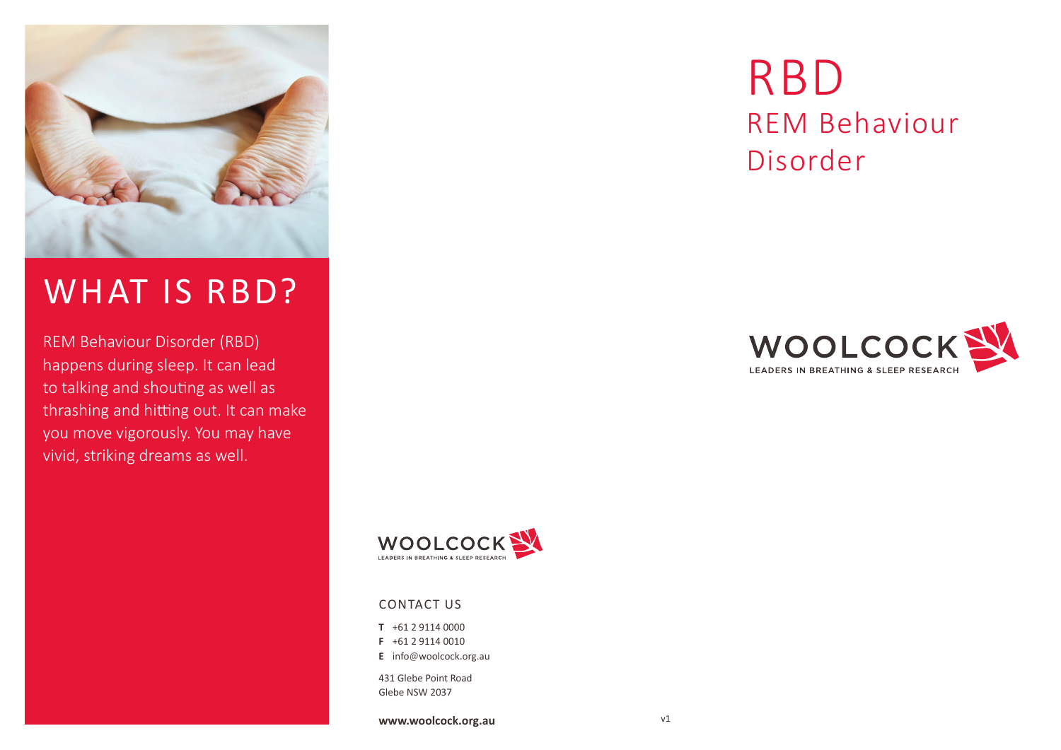# WHAT IS RBD?

REM Behaviour Disorder (RBD) happens during sleep. It can lead to talking and shouting as well as thrashing and hitting out. It can make you move vigorously. You may have vivid, striking dreams as well.

WOOLCOCK
LEADERS IN BREATHING & SLEEP RESEARCH

CONTACT US

**T** +61 2 9114 0000
**F** +61 2 9114 0010
**E** info@woolcock.org.au

431 Glebe Point Road
Glebe NSW 2037

**www.woolcock.org.au**

v1

# RBD
## REM Behaviour Disorder

WOOLCOCK
LEADERS IN BREATHING & SLEEP RESEARCH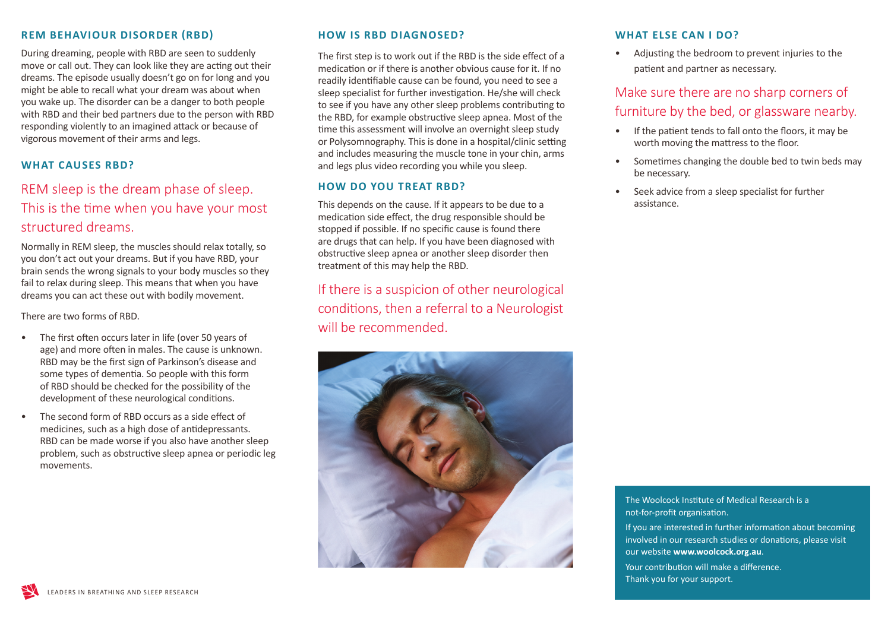## REM BEHAVIOUR DISORDER (RBD)

During dreaming, people with RBD are seen to suddenly move or call out. They can look like they are acting out their dreams. The episode usually doesn't go on for long and you might be able to recall what your dream was about when you wake up. The disorder can be a danger to both people with RBD and their bed partners due to the person with RBD responding violently to an imagined attack or because of vigorous movement of their arms and legs.

## WHAT CAUSES RBD?

REM sleep is the dream phase of sleep. This is the time when you have your most structured dreams.

Normally in REM sleep, the muscles should relax totally, so you don't act out your dreams. But if you have RBD, your brain sends the wrong signals to your body muscles so they fail to relax during sleep. This means that when you have dreams you can act these out with bodily movement.

There are two forms of RBD.

- The first often occurs later in life (over 50 years of age) and more often in males. The cause is unknown. RBD may be the first sign of Parkinson's disease and some types of dementia. So people with this form of RBD should be checked for the possibility of the development of these neurological conditions.
- The second form of RBD occurs as a side effect of medicines, such as a high dose of antidepressants. RBD can be made worse if you also have another sleep problem, such as obstructive sleep apnea or periodic leg movements.

## HOW IS RBD DIAGNOSED?

The first step is to work out if the RBD is the side effect of a medication or if there is another obvious cause for it. If no readily identifiable cause can be found, you need to see a sleep specialist for further investigation. He/she will check to see if you have any other sleep problems contributing to the RBD, for example obstructive sleep apnea. Most of the time this assessment will involve an overnight sleep study or Polysomnography. This is done in a hospital/clinic setting and includes measuring the muscle tone in your chin, arms and legs plus video recording you while you sleep.

## HOW DO YOU TREAT RBD?

This depends on the cause. If it appears to be due to a medication side effect, the drug responsible should be stopped if possible. If no specific cause is found there are drugs that can help. If you have been diagnosed with obstructive sleep apnea or another sleep disorder then treatment of this may help the RBD.

If there is a suspicion of other neurological conditions, then a referral to a Neurologist will be recommended.

## WHAT ELSE CAN I DO?

- Adjusting the bedroom to prevent injuries to the patient and partner as necessary.

Make sure there are no sharp corners of furniture by the bed, or glassware nearby.

- If the patient tends to fall onto the floors, it may be worth moving the mattress to the floor.
- Sometimes changing the double bed to twin beds may be necessary.
- Seek advice from a sleep specialist for further assistance.

The Woolcock Institute of Medical Research is a not-for-profit organisation.

If you are interested in further information about becoming involved in our research studies or donations, please visit our website **www.woolcock.org.au**.

Your contribution will make a difference. Thank you for your support.

LEADERS IN BREATHING AND SLEEP RESEARCH